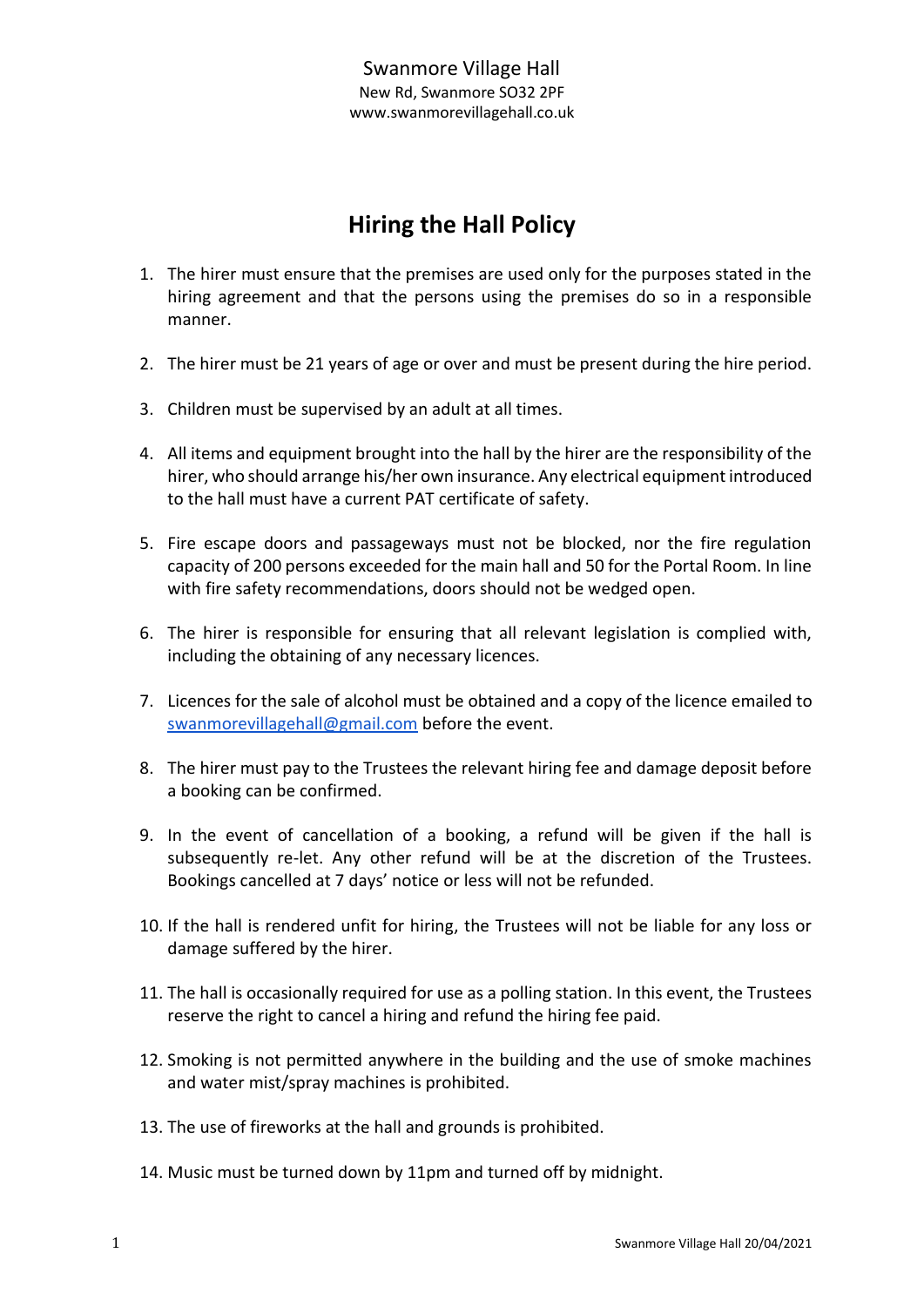Swanmore Village Hall

New Rd, Swanmore SO32 2PF

www.swanmorevillagehall.co.uk

# Hiring the Hall Policy

1. The hirer must ensure that the premises are used only for the purposes stated in the hiring agreement and that the persons using the premises do so in a responsible manner.

2. The hirer must be 21 years of age or over and must be present during the hire period.

3. Children must be supervised by an adult at all times.

4. All items and equipment brought into the hall by the hirer are the responsibility of the hirer, who should arrange his/her own insurance. Any electrical equipment introduced to the hall must have a current PAT certificate of safety.

5. Fire escape doors and passageways must not be blocked, nor the fire regulation capacity of 200 persons exceeded for the main hall and 50 for the Portal Room. In line with fire safety recommendations, doors should not be wedged open.

6. The hirer is responsible for ensuring that all relevant legislation is complied with, including the obtaining of any necessary licences.

7. Licences for the sale of alcohol must be obtained and a copy of the licence emailed to swanmorevillagehall@gmail.com before the event.

8. The hirer must pay to the Trustees the relevant hiring fee and damage deposit before a booking can be confirmed.

9. In the event of cancellation of a booking, a refund will be given if the hall is subsequently re-let. Any other refund will be at the discretion of the Trustees. Bookings cancelled at 7 days' notice or less will not be refunded.

10. If the hall is rendered unfit for hiring, the Trustees will not be liable for any loss or damage suffered by the hirer.

11. The hall is occasionally required for use as a polling station. In this event, the Trustees reserve the right to cancel a hiring and refund the hiring fee paid.

12. Smoking is not permitted anywhere in the building and the use of smoke machines and water mist/spray machines is prohibited.

13. The use of fireworks at the hall and grounds is prohibited.

14. Music must be turned down by 11pm and turned off by midnight.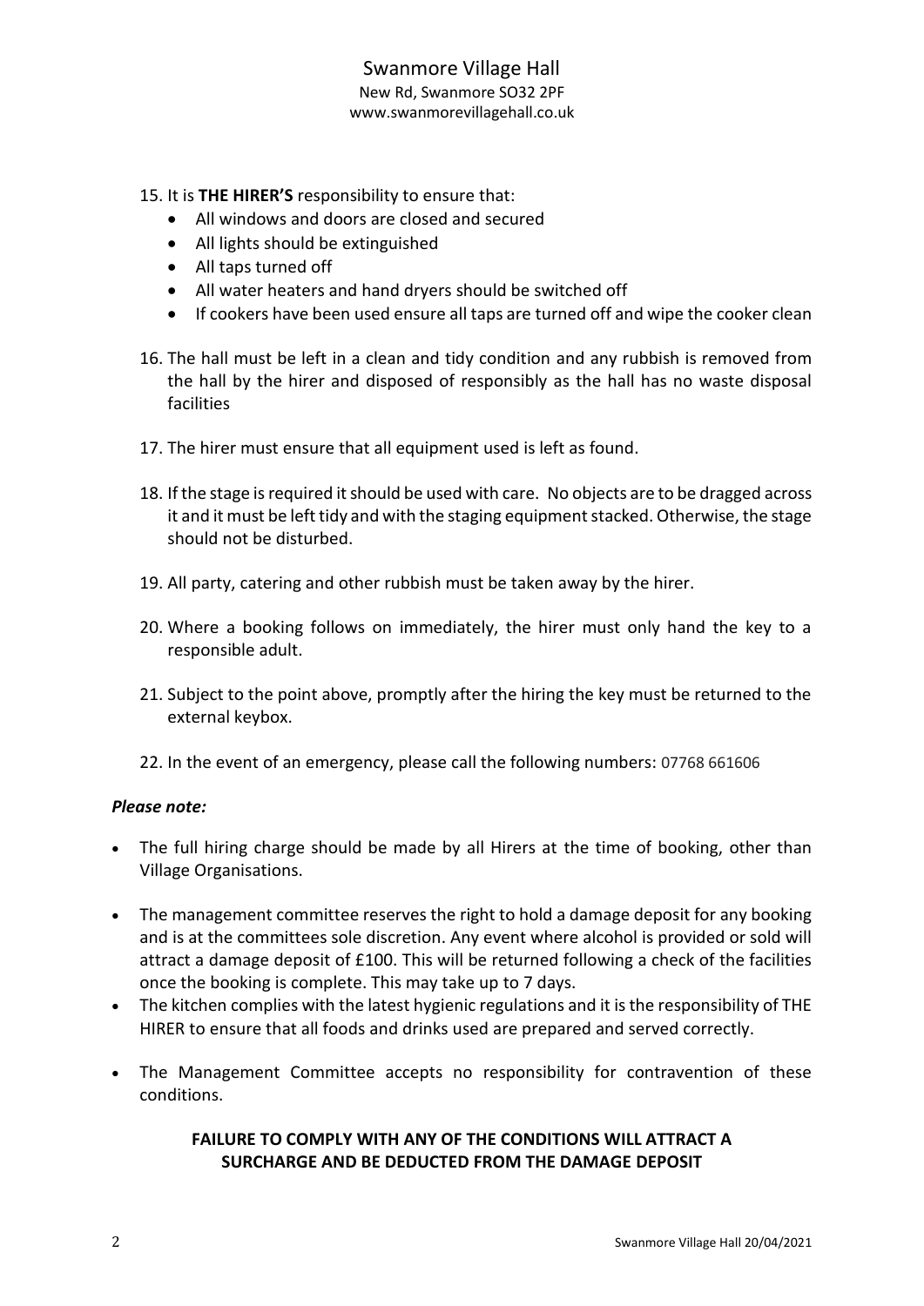15. It is **THE HIRER'S** responsibility to ensure that:
    - All windows and doors are closed and secured
    - All lights should be extinguished
    - All taps turned off
    - All water heaters and hand dryers should be switched off
    - If cookers have been used ensure all taps are turned off and wipe the cooker clean

16. The hall must be left in a clean and tidy condition and any rubbish is removed from the hall by the hirer and disposed of responsibly as the hall has no waste disposal facilities

17. The hirer must ensure that all equipment used is left as found.

18. If the stage is required it should be used with care. No objects are to be dragged across it and it must be left tidy and with the staging equipment stacked. Otherwise, the stage should not be disturbed.

19. All party, catering and other rubbish must be taken away by the hirer.

20. Where a booking follows on immediately, the hirer must only hand the key to a responsible adult.

21. Subject to the point above, promptly after the hiring the key must be returned to the external keybox.

22. In the event of an emergency, please call the following numbers: 07768 661606

***Please note:***

- The full hiring charge should be made by all Hirers at the time of booking, other than Village Organisations.
- The management committee reserves the right to hold a damage deposit for any booking and is at the committees sole discretion. Any event where alcohol is provided or sold will attract a damage deposit of £100. This will be returned following a check of the facilities once the booking is complete. This may take up to 7 days.
- The kitchen complies with the latest hygienic regulations and it is the responsibility of THE HIRER to ensure that all foods and drinks used are prepared and served correctly.
- The Management Committee accepts no responsibility for contravention of these conditions.

**FAILURE TO COMPLY WITH ANY OF THE CONDITIONS WILL ATTRACT A SURCHARGE AND BE DEDUCTED FROM THE DAMAGE DEPOSIT**